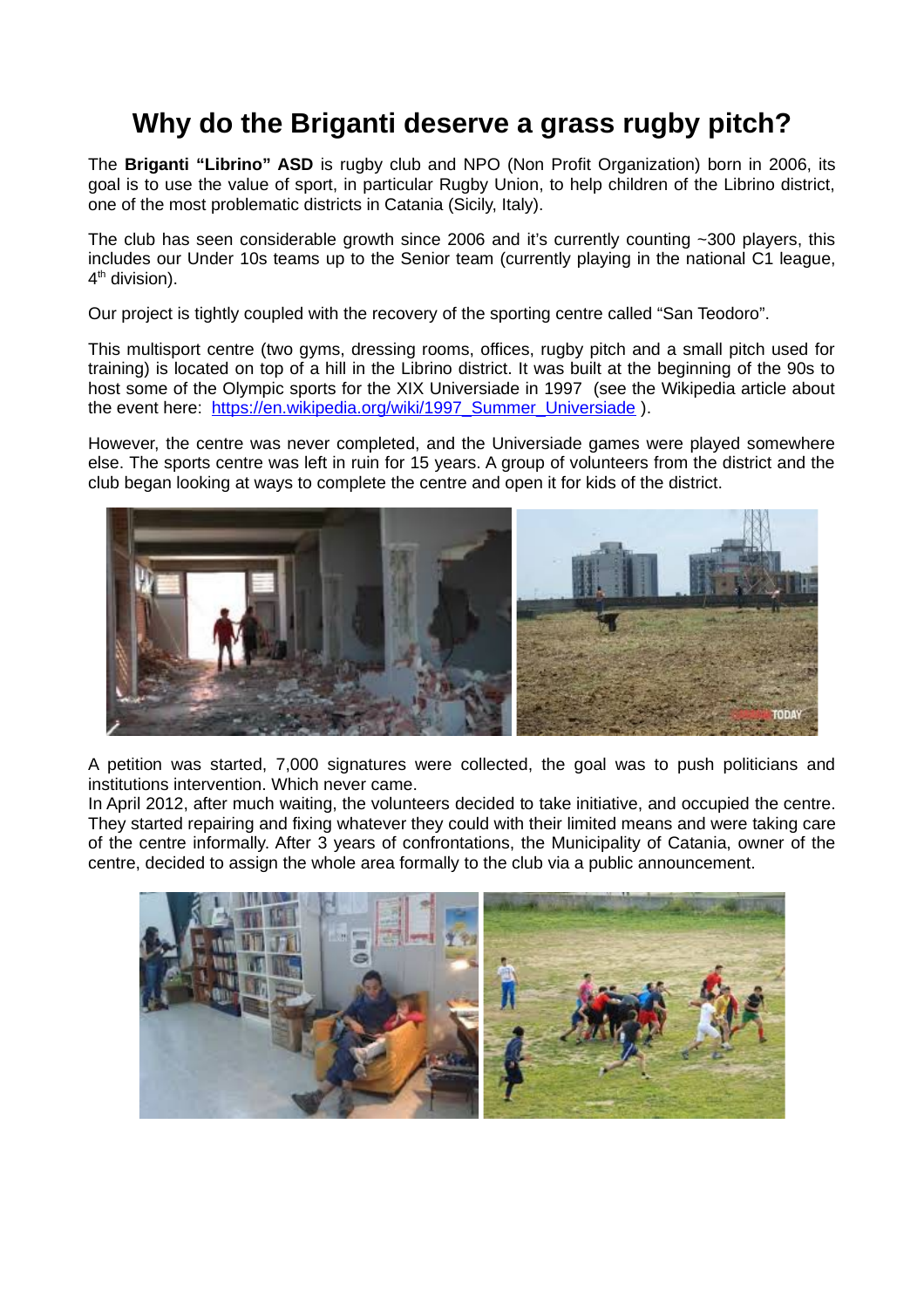# Why do the Briganti deserve a grass rugby pitch?

The **Briganti "Librino" ASD** is rugby club and NPO (Non Profit Organization) born in 2006, its goal is to use the value of sport, in particular Rugby Union, to help children of the Librino district, one of the most problematic districts in Catania (Sicily, Italy).

The club has seen considerable growth since 2006 and it's currently counting ~300 players, this includes our Under 10s teams up to the Senior team (currently playing in the national C1 league, 4th division).

Our project is tightly coupled with the recovery of the sporting centre called "San Teodoro".

This multisport centre (two gyms, dressing rooms, offices, rugby pitch and a small pitch used for training) is located on top of a hill in the Librino district. It was built at the beginning of the 90s to host some of the Olympic sports for the XIX Universiade in 1997 (see the Wikipedia article about the event here: https://en.wikipedia.org/wiki/1997_Summer_Universiade ).

However, the centre was never completed, and the Universiade games were played somewhere else. The sports centre was left in ruin for 15 years. A group of volunteers from the district and the club began looking at ways to complete the centre and open it for kids of the district.

A petition was started, 7,000 signatures were collected, the goal was to push politicians and institutions intervention. Which never came.

In April 2012, after much waiting, the volunteers decided to take initiative, and occupied the centre. They started repairing and fixing whatever they could with their limited means and were taking care of the centre informally. After 3 years of confrontations, the Municipality of Catania, owner of the centre, decided to assign the whole area formally to the club via a public announcement.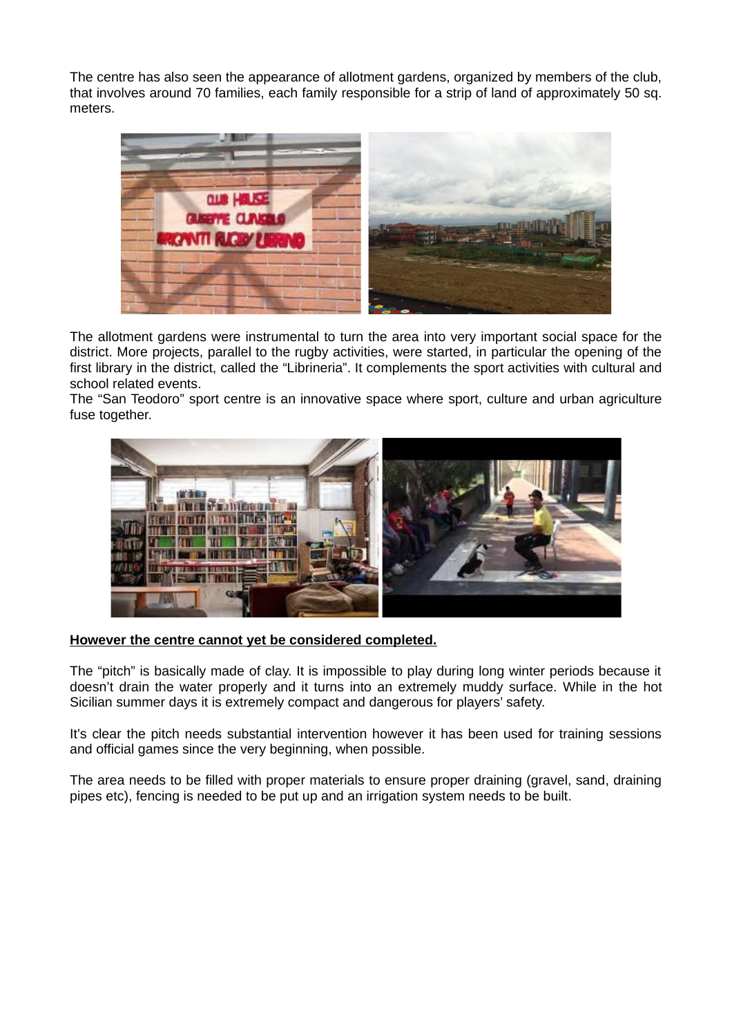The centre has also seen the appearance of allotment gardens, organized by members of the club, that involves around 70 families, each family responsible for a strip of land of approximately 50 sq. meters.

The allotment gardens were instrumental to turn the area into very important social space for the district. More projects, parallel to the rugby activities, were started, in particular the opening of the first library in the district, called the "Librineria". It complements the sport activities with cultural and school related events.
The "San Teodoro" sport centre is an innovative space where sport, culture and urban agriculture fuse together.

**However the centre cannot yet be considered completed.**

The "pitch" is basically made of clay. It is impossible to play during long winter periods because it doesn't drain the water properly and it turns into an extremely muddy surface. While in the hot Sicilian summer days it is extremely compact and dangerous for players' safety.

It's clear the pitch needs substantial intervention however it has been used for training sessions and official games since the very beginning, when possible.

The area needs to be filled with proper materials to ensure proper draining (gravel, sand, draining pipes etc), fencing is needed to be put up and an irrigation system needs to be built.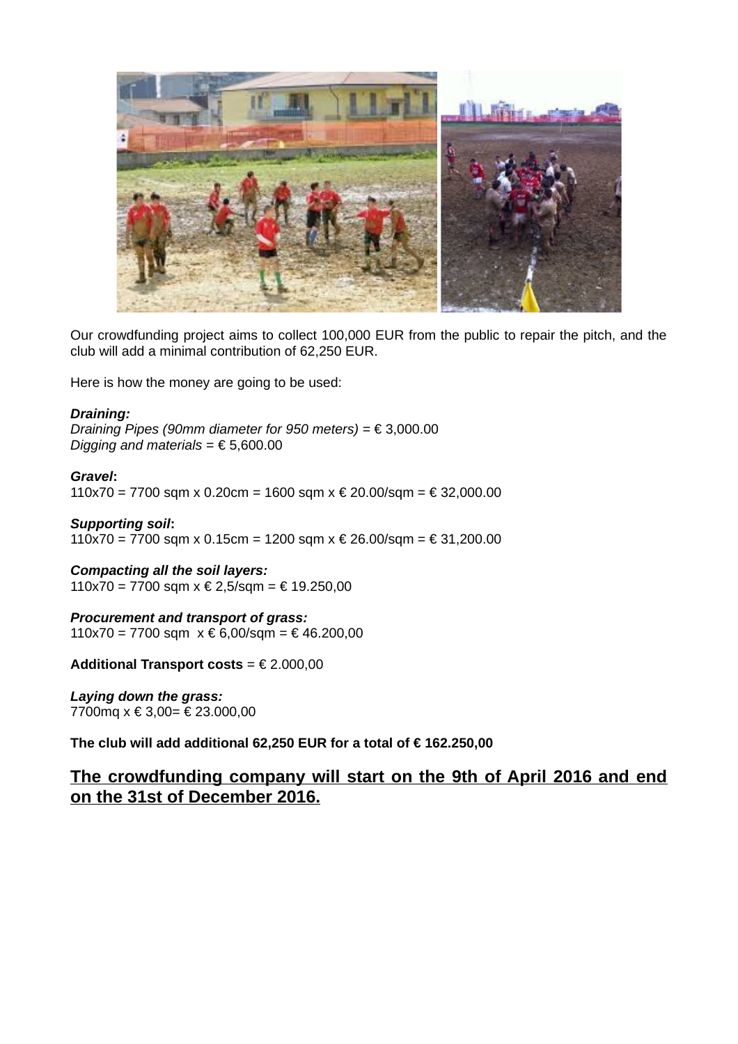Our crowdfunding project aims to collect 100,000 EUR from the public to repair the pitch, and the club will add a minimal contribution of 62,250 EUR.

Here is how the money are going to be used:

***Draining:***
*Draining Pipes (90mm diameter for 950 meters)* = € 3,000.00
*Digging and materials* = € 5,600.00

***Gravel*:**
110x70 = 7700 sqm x 0.20cm = 1600 sqm x € 20.00/sqm = € 32,000.00

***Supporting soil*:**
110x70 = 7700 sqm x 0.15cm = 1200 sqm x € 26.00/sqm = € 31,200.00

***Compacting all the soil layers:***
110x70 = 7700 sqm x € 2,5/sqm = € 19.250,00

***Procurement and transport of grass:***
110x70 = 7700 sqm  x € 6,00/sqm = € 46.200,00

**Additional Transport costs** = € 2.000,00

***Laying down the grass:***
7700mq x € 3,00= € 23.000,00

**The club will add additional 62,250 EUR for a total of € 162.250,00**

## <u>The crowdfunding company will start on the 9th of April 2016 and end on the 31st of December 2016.</u>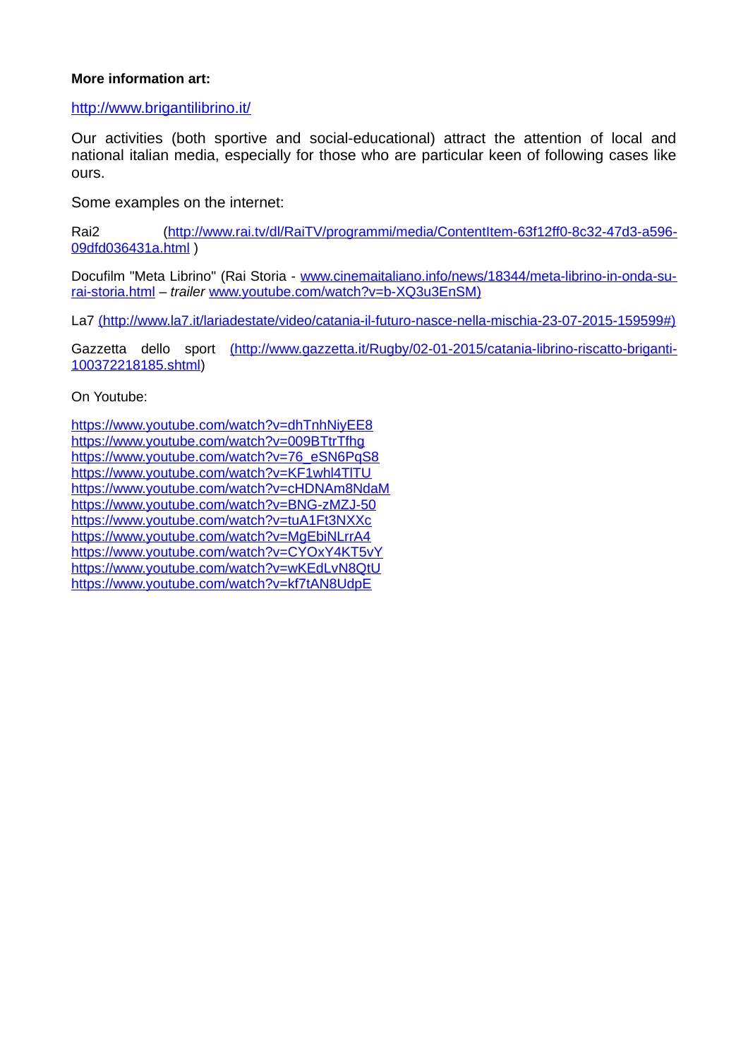**More information art:**

http://www.brigantilibrino.it/

Our activities (both sportive and social-educational) attract the attention of local and national italian media, especially for those who are particular keen of following cases like ours.

Some examples on the internet:

Rai2 (http://www.rai.tv/dl/RaiTV/programmi/media/ContentItem-63f12ff0-8c32-47d3-a596-09dfd036431a.html )

Docufilm "Meta Librino" (Rai Storia - www.cinemaitaliano.info/news/18344/meta-librino-in-onda-su-rai-storia.html – *trailer* www.youtube.com/watch?v=b-XQ3u3EnSM)

La7 (http://www.la7.it/lariadestate/video/catania-il-futuro-nasce-nella-mischia-23-07-2015-159599#)

Gazzetta dello sport (http://www.gazzetta.it/Rugby/02-01-2015/catania-librino-riscatto-briganti-100372218185.shtml)

On Youtube:

https://www.youtube.com/watch?v=dhTnhNiyEE8
https://www.youtube.com/watch?v=009BTtrTfhg
https://www.youtube.com/watch?v=76_eSN6PqS8
https://www.youtube.com/watch?v=KF1whl4TlTU
https://www.youtube.com/watch?v=cHDNAm8NdaM
https://www.youtube.com/watch?v=BNG-zMZJ-50
https://www.youtube.com/watch?v=tuA1Ft3NXXc
https://www.youtube.com/watch?v=MgEbiNLrrA4
https://www.youtube.com/watch?v=CYOxY4KT5vY
https://www.youtube.com/watch?v=wKEdLvN8QtU
https://www.youtube.com/watch?v=kf7tAN8UdpE